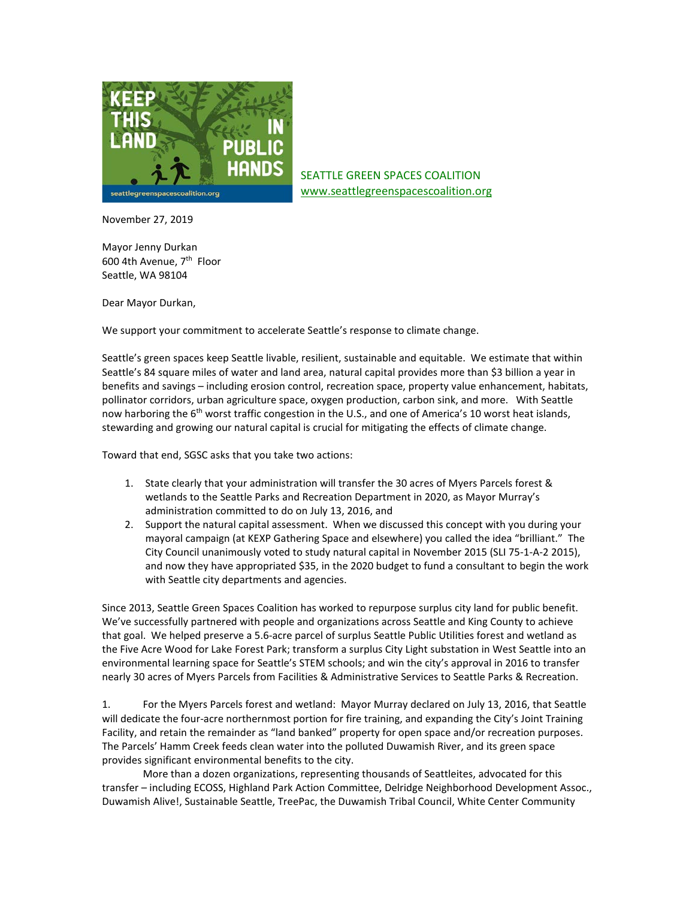SEATTLE GREEN SPACES COALITION
www.seattlegreenspacescoalition.org

November 27, 2019

Mayor Jenny Durkan
600 4th Avenue, 7th Floor
Seattle, WA 98104

Dear Mayor Durkan,

We support your commitment to accelerate Seattle's response to climate change.

Seattle's green spaces keep Seattle livable, resilient, sustainable and equitable. We estimate that within Seattle's 84 square miles of water and land area, natural capital provides more than $3 billion a year in benefits and savings – including erosion control, recreation space, property value enhancement, habitats, pollinator corridors, urban agriculture space, oxygen production, carbon sink, and more. With Seattle now harboring the 6th worst traffic congestion in the U.S., and one of America's 10 worst heat islands, stewarding and growing our natural capital is crucial for mitigating the effects of climate change.

Toward that end, SGSC asks that you take two actions:

1. State clearly that your administration will transfer the 30 acres of Myers Parcels forest & wetlands to the Seattle Parks and Recreation Department in 2020, as Mayor Murray's administration committed to do on July 13, 2016, and
2. Support the natural capital assessment. When we discussed this concept with you during your mayoral campaign (at KEXP Gathering Space and elsewhere) you called the idea "brilliant." The City Council unanimously voted to study natural capital in November 2015 (SLI 75-1-A-2 2015), and now they have appropriated $35, in the 2020 budget to fund a consultant to begin the work with Seattle city departments and agencies.

Since 2013, Seattle Green Spaces Coalition has worked to repurpose surplus city land for public benefit. We've successfully partnered with people and organizations across Seattle and King County to achieve that goal. We helped preserve a 5.6-acre parcel of surplus Seattle Public Utilities forest and wetland as the Five Acre Wood for Lake Forest Park; transform a surplus City Light substation in West Seattle into an environmental learning space for Seattle's STEM schools; and win the city's approval in 2016 to transfer nearly 30 acres of Myers Parcels from Facilities & Administrative Services to Seattle Parks & Recreation.

1. For the Myers Parcels forest and wetland: Mayor Murray declared on July 13, 2016, that Seattle will dedicate the four-acre northernmost portion for fire training, and expanding the City's Joint Training Facility, and retain the remainder as "land banked" property for open space and/or recreation purposes. The Parcels' Hamm Creek feeds clean water into the polluted Duwamish River, and its green space provides significant environmental benefits to the city.

More than a dozen organizations, representing thousands of Seattleites, advocated for this transfer – including ECOSS, Highland Park Action Committee, Delridge Neighborhood Development Assoc., Duwamish Alive!, Sustainable Seattle, TreePac, the Duwamish Tribal Council, White Center Community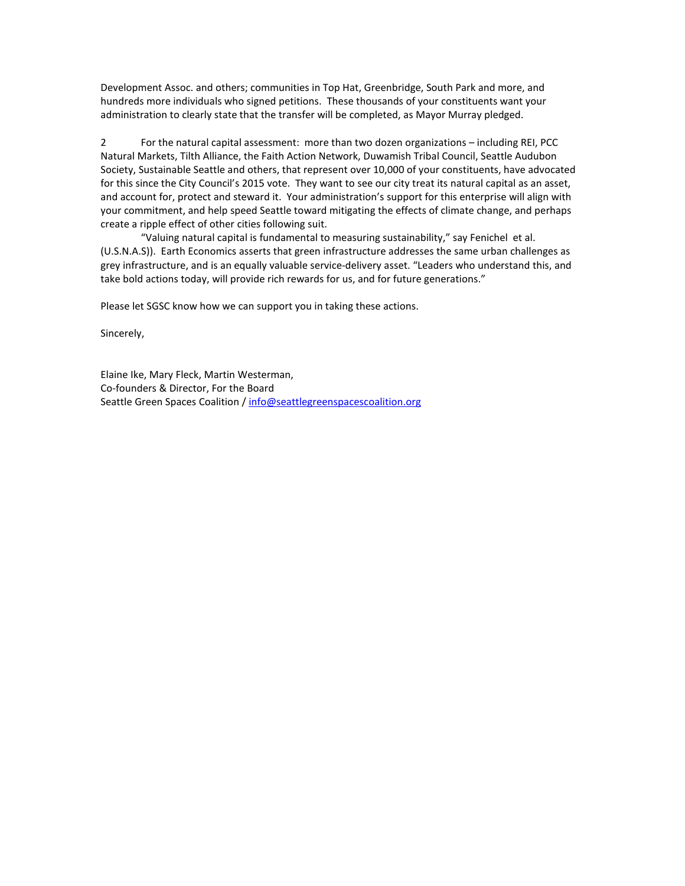Development Assoc. and others; communities in Top Hat, Greenbridge, South Park and more, and hundreds more individuals who signed petitions. These thousands of your constituents want your administration to clearly state that the transfer will be completed, as Mayor Murray pledged.

2 For the natural capital assessment: more than two dozen organizations – including REI, PCC Natural Markets, Tilth Alliance, the Faith Action Network, Duwamish Tribal Council, Seattle Audubon Society, Sustainable Seattle and others, that represent over 10,000 of your constituents, have advocated for this since the City Council's 2015 vote. They want to see our city treat its natural capital as an asset, and account for, protect and steward it. Your administration's support for this enterprise will align with your commitment, and help speed Seattle toward mitigating the effects of climate change, and perhaps create a ripple effect of other cities following suit.

"Valuing natural capital is fundamental to measuring sustainability," say Fenichel et al. (U.S.N.A.S)). Earth Economics asserts that green infrastructure addresses the same urban challenges as grey infrastructure, and is an equally valuable service-delivery asset. "Leaders who understand this, and take bold actions today, will provide rich rewards for us, and for future generations."

Please let SGSC know how we can support you in taking these actions.

Sincerely,

Elaine Ike, Mary Fleck, Martin Westerman,
Co-founders & Director, For the Board
Seattle Green Spaces Coalition / info@seattlegreenspacescoalition.org